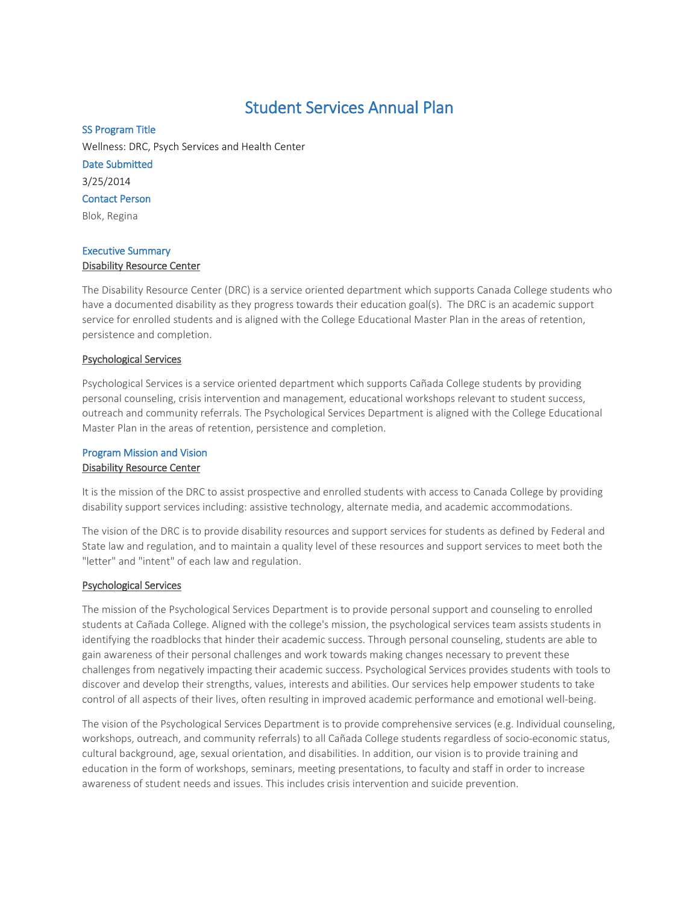# Student Services Annual Plan

## SS Program Title

Wellness: DRC, Psych Services and Health Center

## Date Submitted

3/25/2014

## Contact Person

Blok, Regina

## Executive Summary

### Disability Resource Center

The Disability Resource Center (DRC) is a service oriented department which supports Canada College students who have a documented disability as they progress towards their education goal(s). The DRC is an academic support service for enrolled students and is aligned with the College Educational Master Plan in the areas of retention, persistence and completion.

### Psychological Services

Psychological Services is a service oriented department which supports Cañada College students by providing personal counseling, crisis intervention and management, educational workshops relevant to student success, outreach and community referrals. The Psychological Services Department is aligned with the College Educational Master Plan in the areas of retention, persistence and completion.

## Program Mission and Vision

### Disability Resource Center

It is the mission of the DRC to assist prospective and enrolled students with access to Canada College by providing disability support services including: assistive technology, alternate media, and academic accommodations.

The vision of the DRC is to provide disability resources and support services for students as defined by Federal and State law and regulation, and to maintain a quality level of these resources and support services to meet both the "letter" and "intent" of each law and regulation.

### Psychological Services

The mission of the Psychological Services Department is to provide personal support and counseling to enrolled students at Cañada College. Aligned with the college's mission, the psychological services team assists students in identifying the roadblocks that hinder their academic success. Through personal counseling, students are able to gain awareness of their personal challenges and work towards making changes necessary to prevent these challenges from negatively impacting their academic success. Psychological Services provides students with tools to discover and develop their strengths, values, interests and abilities. Our services help empower students to take control of all aspects of their lives, often resulting in improved academic performance and emotional well-being.

The vision of the Psychological Services Department is to provide comprehensive services (e.g. Individual counseling, workshops, outreach, and community referrals) to all Cañada College students regardless of socio-economic status, cultural background, age, sexual orientation, and disabilities. In addition, our vision is to provide training and education in the form of workshops, seminars, meeting presentations, to faculty and staff in order to increase awareness of student needs and issues. This includes crisis intervention and suicide prevention.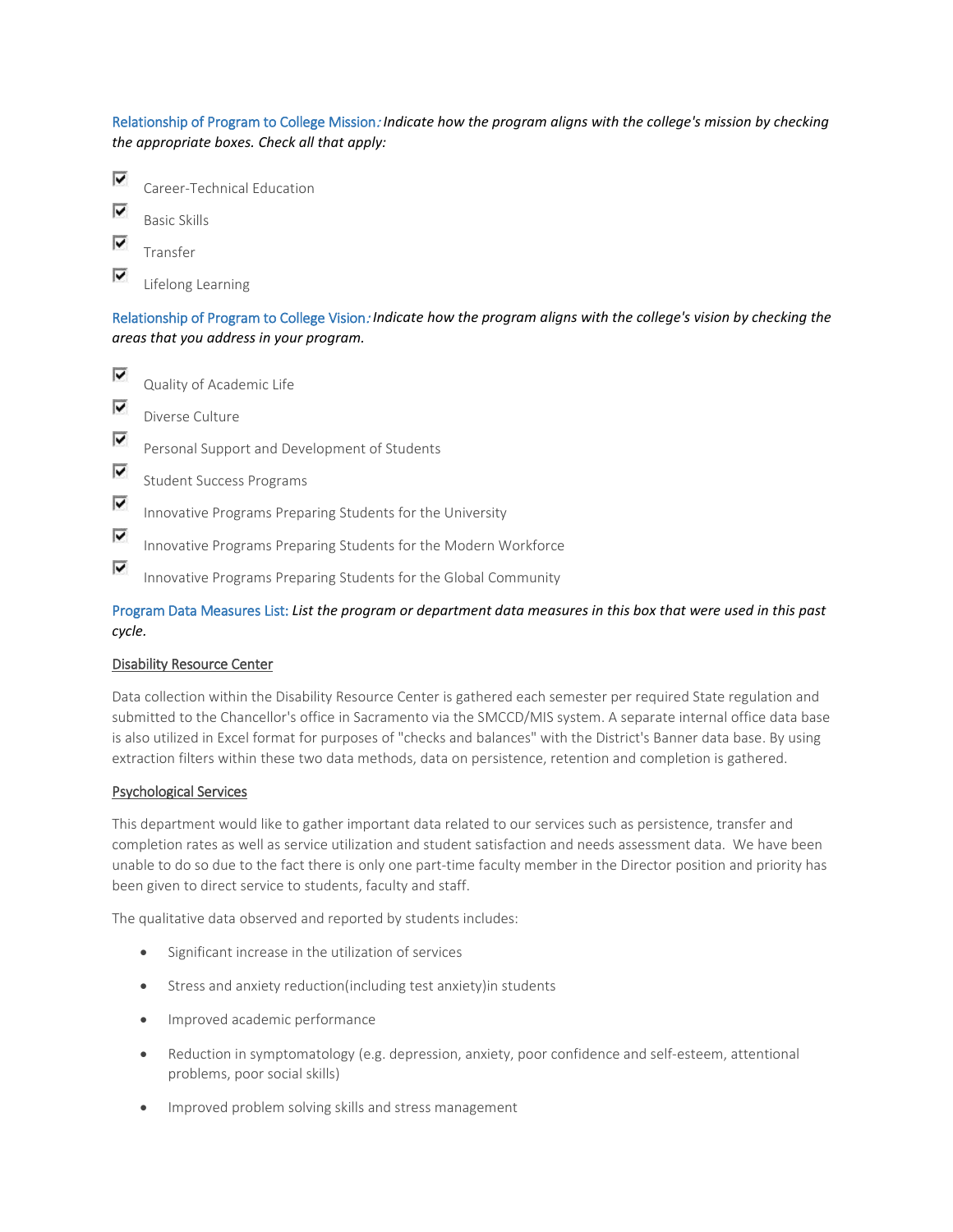Relationship of Program to College Mission*:* *Indicate how the program aligns with the college's mission by checking the appropriate boxes. Check all that apply:*

- [x] Career-Technical Education
- [x] Basic Skills
- [x] Transfer
- [x] Lifelong Learning

Relationship of Program to College Vision*:* *Indicate how the program aligns with the college's vision by checking the areas that you address in your program.*

- [x] Quality of Academic Life
- [x] Diverse Culture
- [x] Personal Support and Development of Students
- [x] Student Success Programs
- [x] Innovative Programs Preparing Students for the University
- [x] Innovative Programs Preparing Students for the Modern Workforce
- [x] Innovative Programs Preparing Students for the Global Community

Program Data Measures List: *List the program or department data measures in this box that were used in this past cycle.*

<u>Disability Resource Center</u>

Data collection within the Disability Resource Center is gathered each semester per required State regulation and submitted to the Chancellor's office in Sacramento via the SMCCD/MIS system. A separate internal office data base is also utilized in Excel format for purposes of "checks and balances" with the District's Banner data base. By using extraction filters within these two data methods, data on persistence, retention and completion is gathered.

<u>Psychological Services</u>

This department would like to gather important data related to our services such as persistence, transfer and completion rates as well as service utilization and student satisfaction and needs assessment data. We have been unable to do so due to the fact there is only one part-time faculty member in the Director position and priority has been given to direct service to students, faculty and staff.

The qualitative data observed and reported by students includes:

- Significant increase in the utilization of services
- Stress and anxiety reduction(including test anxiety)in students
- Improved academic performance
- Reduction in symptomatology (e.g. depression, anxiety, poor confidence and self-esteem, attentional problems, poor social skills)
- Improved problem solving skills and stress management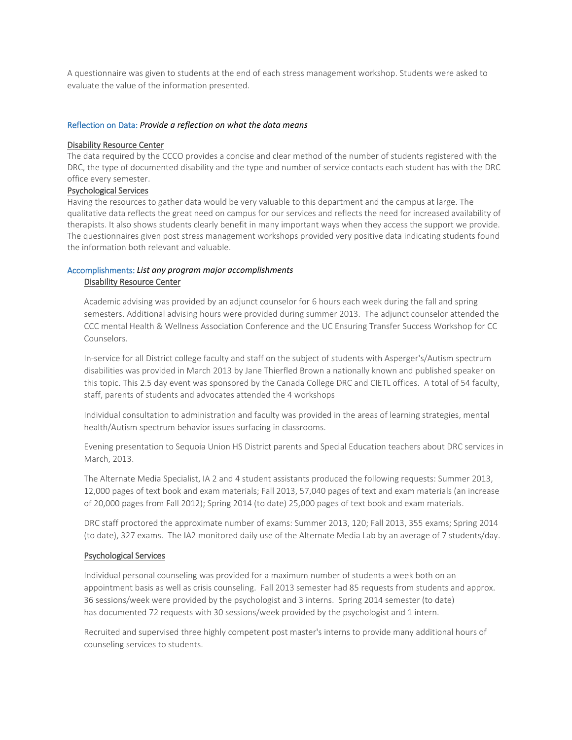A questionnaire was given to students at the end of each stress management workshop. Students were asked to evaluate the value of the information presented.

### Reflection on Data: *Provide a reflection on what the data means*

Disability Resource Center

The data required by the CCCO provides a concise and clear method of the number of students registered with the DRC, the type of documented disability and the type and number of service contacts each student has with the DRC office every semester.

Psychological Services

Having the resources to gather data would be very valuable to this department and the campus at large. The qualitative data reflects the great need on campus for our services and reflects the need for increased availability of therapists. It also shows students clearly benefit in many important ways when they access the support we provide. The questionnaires given post stress management workshops provided very positive data indicating students found the information both relevant and valuable.

### Accomplishments: *List any program major accomplishments*

Disability Resource Center

Academic advising was provided by an adjunct counselor for 6 hours each week during the fall and spring semesters. Additional advising hours were provided during summer 2013. The adjunct counselor attended the CCC mental Health & Wellness Association Conference and the UC Ensuring Transfer Success Workshop for CC Counselors.

In-service for all District college faculty and staff on the subject of students with Asperger's/Autism spectrum disabilities was provided in March 2013 by Jane Thierfled Brown a nationally known and published speaker on this topic. This 2.5 day event was sponsored by the Canada College DRC and CIETL offices. A total of 54 faculty, staff, parents of students and advocates attended the 4 workshops

Individual consultation to administration and faculty was provided in the areas of learning strategies, mental health/Autism spectrum behavior issues surfacing in classrooms.

Evening presentation to Sequoia Union HS District parents and Special Education teachers about DRC services in March, 2013.

The Alternate Media Specialist, IA 2 and 4 student assistants produced the following requests: Summer 2013, 12,000 pages of text book and exam materials; Fall 2013, 57,040 pages of text and exam materials (an increase of 20,000 pages from Fall 2012); Spring 2014 (to date) 25,000 pages of text book and exam materials.

DRC staff proctored the approximate number of exams: Summer 2013, 120; Fall 2013, 355 exams; Spring 2014 (to date), 327 exams. The IA2 monitored daily use of the Alternate Media Lab by an average of 7 students/day.

Psychological Services

Individual personal counseling was provided for a maximum number of students a week both on an appointment basis as well as crisis counseling. Fall 2013 semester had 85 requests from students and approx. 36 sessions/week were provided by the psychologist and 3 interns. Spring 2014 semester (to date) has documented 72 requests with 30 sessions/week provided by the psychologist and 1 intern.

Recruited and supervised three highly competent post master's interns to provide many additional hours of counseling services to students.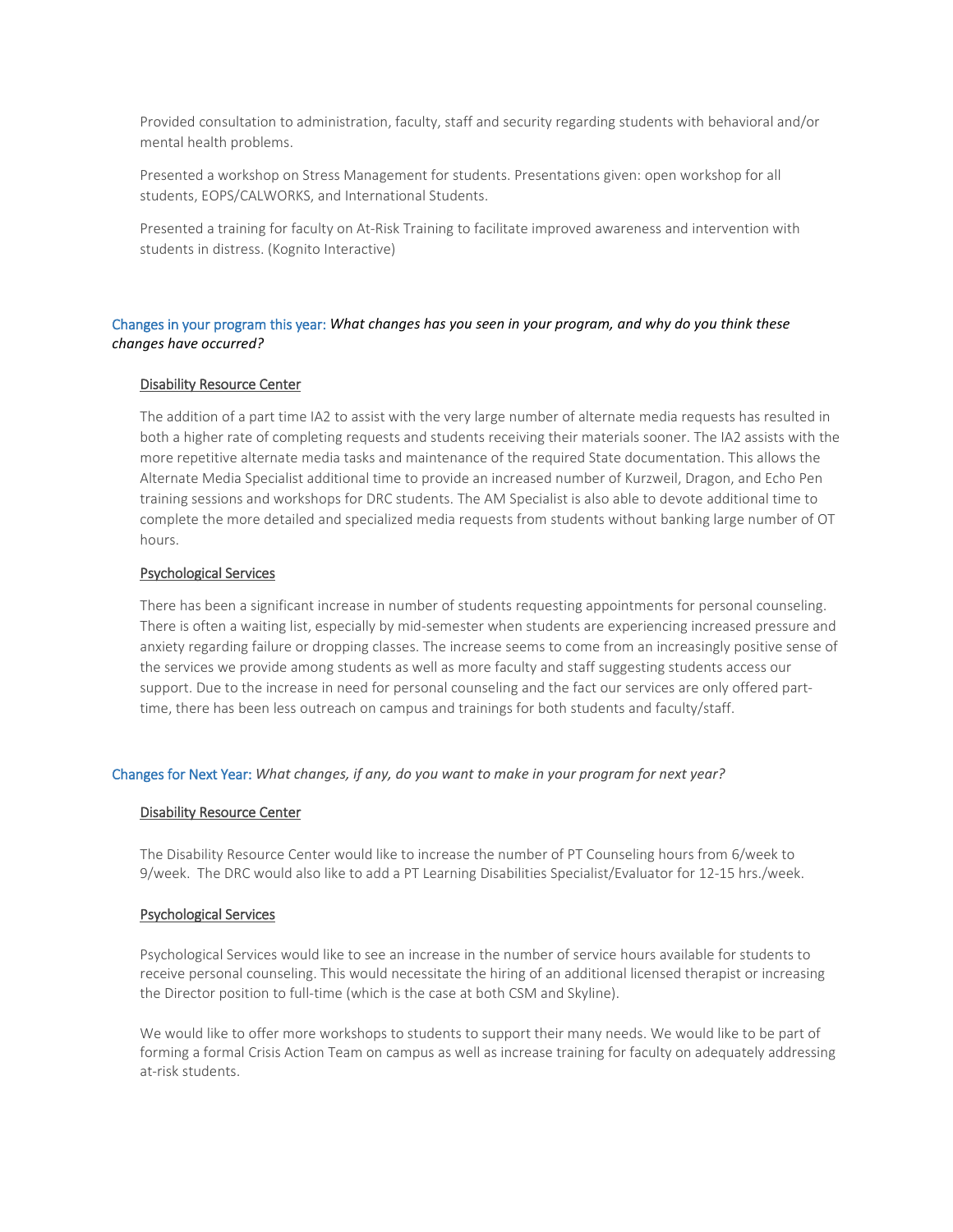Provided consultation to administration, faculty, staff and security regarding students with behavioral and/or mental health problems.

Presented a workshop on Stress Management for students. Presentations given: open workshop for all students, EOPS/CALWORKS, and International Students.

Presented a training for faculty on At-Risk Training to facilitate improved awareness and intervention with students in distress. (Kognito Interactive)

## Changes in your program this year: *What changes has you seen in your program, and why do you think these changes have occurred?*

### Disability Resource Center

The addition of a part time IA2 to assist with the very large number of alternate media requests has resulted in both a higher rate of completing requests and students receiving their materials sooner. The IA2 assists with the more repetitive alternate media tasks and maintenance of the required State documentation. This allows the Alternate Media Specialist additional time to provide an increased number of Kurzweil, Dragon, and Echo Pen training sessions and workshops for DRC students. The AM Specialist is also able to devote additional time to complete the more detailed and specialized media requests from students without banking large number of OT hours.

### Psychological Services

There has been a significant increase in number of students requesting appointments for personal counseling. There is often a waiting list, especially by mid-semester when students are experiencing increased pressure and anxiety regarding failure or dropping classes. The increase seems to come from an increasingly positive sense of the services we provide among students as well as more faculty and staff suggesting students access our support. Due to the increase in need for personal counseling and the fact our services are only offered part-time, there has been less outreach on campus and trainings for both students and faculty/staff.

## Changes for Next Year: *What changes, if any, do you want to make in your program for next year?*

### Disability Resource Center

The Disability Resource Center would like to increase the number of PT Counseling hours from 6/week to 9/week. The DRC would also like to add a PT Learning Disabilities Specialist/Evaluator for 12-15 hrs./week.

### Psychological Services

Psychological Services would like to see an increase in the number of service hours available for students to receive personal counseling. This would necessitate the hiring of an additional licensed therapist or increasing the Director position to full-time (which is the case at both CSM and Skyline).

We would like to offer more workshops to students to support their many needs. We would like to be part of forming a formal Crisis Action Team on campus as well as increase training for faculty on adequately addressing at-risk students.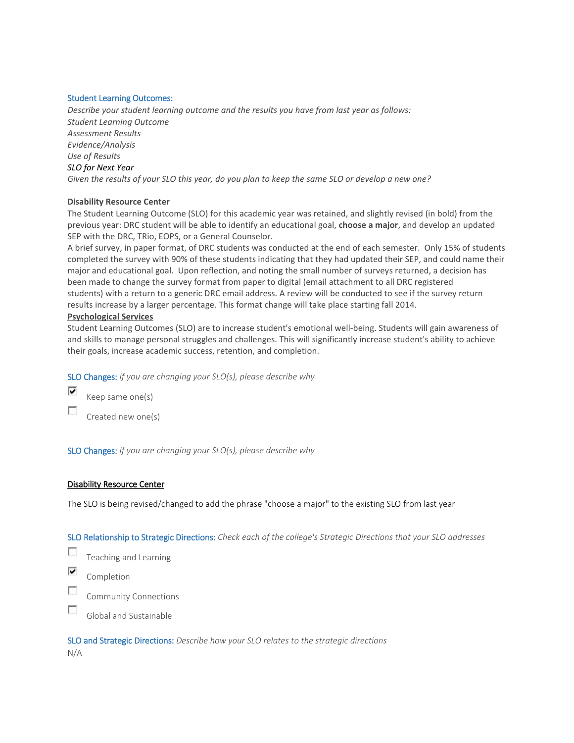Student Learning Outcomes:

*Describe your student learning outcome and the results you have from last year as follows:*
*Student Learning Outcome*
*Assessment Results*
*Evidence/Analysis*
*Use of Results*
*SLO for Next Year*
*Given the results of your SLO this year, do you plan to keep the same SLO or develop a new one?*

**Disability Resource Center**

The Student Learning Outcome (SLO) for this academic year was retained, and slightly revised (in bold) from the previous year: DRC student will be able to identify an educational goal, **choose a major**, and develop an updated SEP with the DRC, TRio, EOPS, or a General Counselor.

A brief survey, in paper format, of DRC students was conducted at the end of each semester. Only 15% of students completed the survey with 90% of these students indicating that they had updated their SEP, and could name their major and educational goal. Upon reflection, and noting the small number of surveys returned, a decision has been made to change the survey format from paper to digital (email attachment to all DRC registered students) with a return to a generic DRC email address. A review will be conducted to see if the survey return results increase by a larger percentage. This format change will take place starting fall 2014.

**Psychological Services**

Student Learning Outcomes (SLO) are to increase student's emotional well-being. Students will gain awareness of and skills to manage personal struggles and challenges. This will significantly increase student's ability to achieve their goals, increase academic success, retention, and completion.

SLO Changes: *If you are changing your SLO(s), please describe why*

- [x] Keep same one(s)
- [ ] Created new one(s)

SLO Changes: *If you are changing your SLO(s), please describe why*

Disability Resource Center

The SLO is being revised/changed to add the phrase "choose a major" to the existing SLO from last year

SLO Relationship to Strategic Directions: *Check each of the college's Strategic Directions that your SLO addresses*

- [ ] Teaching and Learning
- [x] Completion
- [ ] Community Connections
- [ ] Global and Sustainable

SLO and Strategic Directions: *Describe how your SLO relates to the strategic directions*

N/A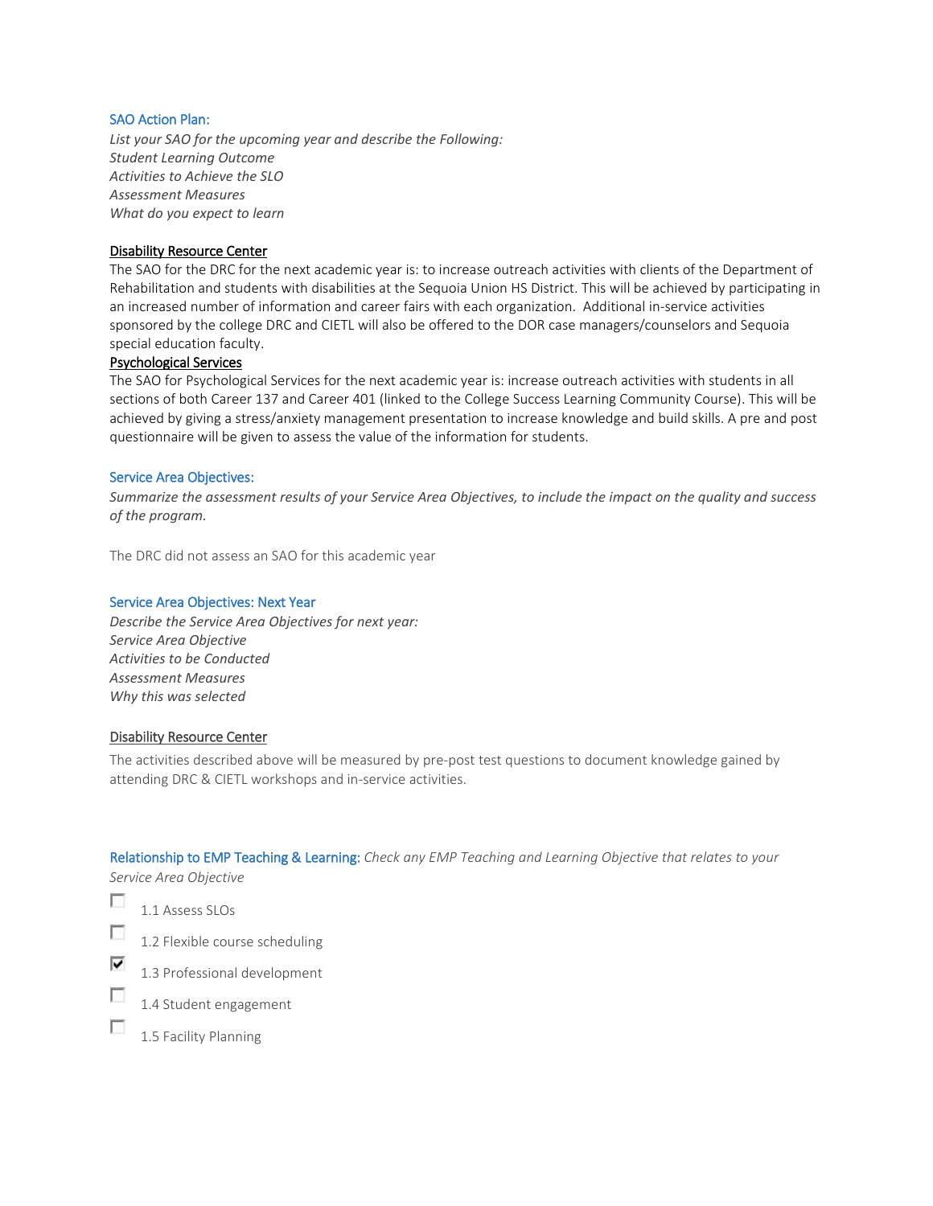### SAO Action Plan:

*List your SAO for the upcoming year and describe the Following:*
*Student Learning Outcome*
*Activities to Achieve the SLO*
*Assessment Measures*
*What do you expect to learn*

<u>Disability Resource Center</u>

The SAO for the DRC for the next academic year is: to increase outreach activities with clients of the Department of Rehabilitation and students with disabilities at the Sequoia Union HS District. This will be achieved by participating in an increased number of information and career fairs with each organization. Additional in-service activities sponsored by the college DRC and CIETL will also be offered to the DOR case managers/counselors and Sequoia special education faculty.

<u>Psychological Services</u>

The SAO for Psychological Services for the next academic year is: increase outreach activities with students in all sections of both Career 137 and Career 401 (linked to the College Success Learning Community Course). This will be achieved by giving a stress/anxiety management presentation to increase knowledge and build skills. A pre and post questionnaire will be given to assess the value of the information for students.

### Service Area Objectives:

*Summarize the assessment results of your Service Area Objectives, to include the impact on the quality and success of the program.*

The DRC did not assess an SAO for this academic year

### Service Area Objectives: Next Year

*Describe the Service Area Objectives for next year:*
*Service Area Objective*
*Activities to be Conducted*
*Assessment Measures*
*Why this was selected*

<u>Disability Resource Center</u>

The activities described above will be measured by pre-post test questions to document knowledge gained by attending DRC & CIETL workshops and in-service activities.

### Relationship to EMP Teaching & Learning: *Check any EMP Teaching and Learning Objective that relates to your Service Area Objective*

- [ ] 1.1 Assess SLOs
- [ ] 1.2 Flexible course scheduling
- [x] 1.3 Professional development
- [ ] 1.4 Student engagement
- [ ] 1.5 Facility Planning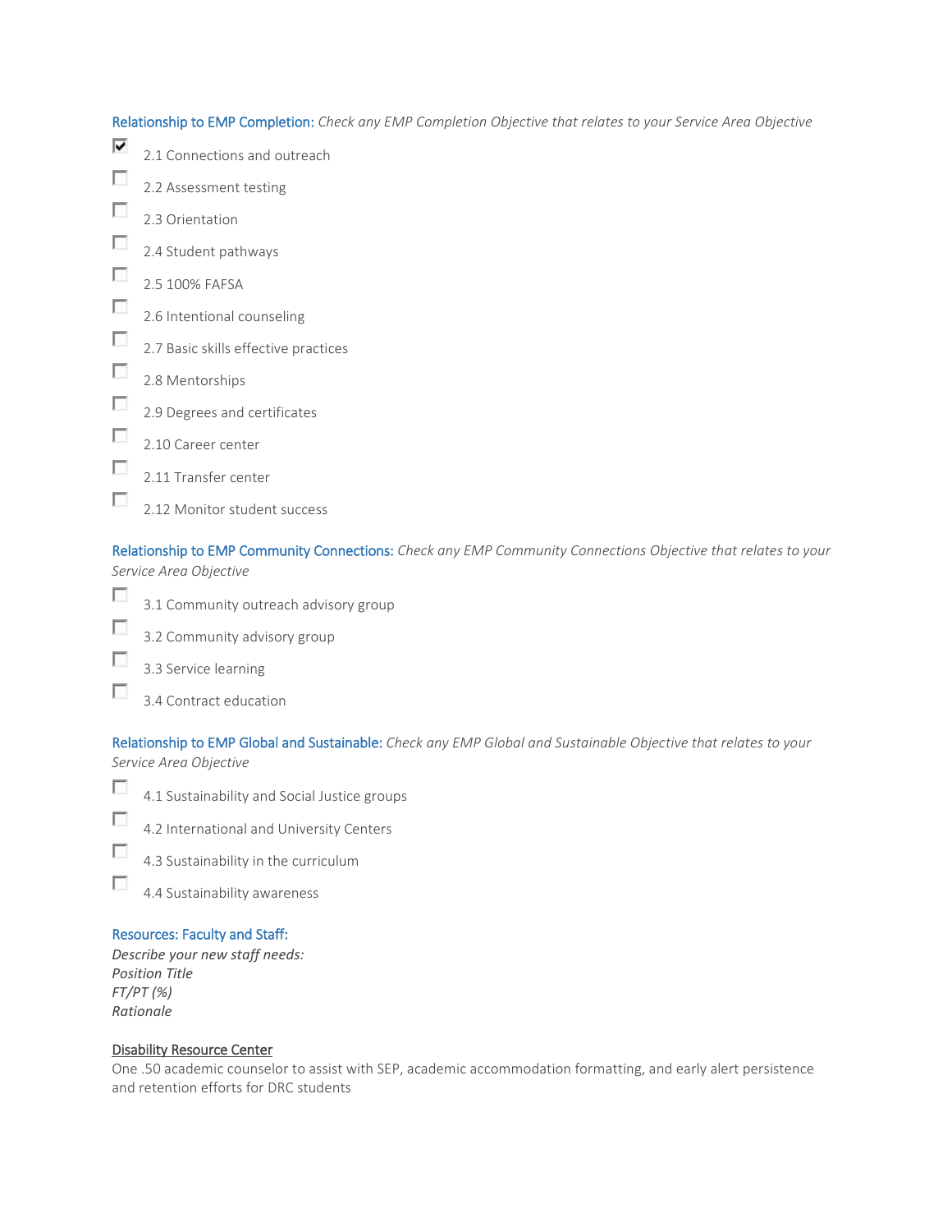**Relationship to EMP Completion:** *Check any EMP Completion Objective that relates to your Service Area Objective*

- [x] 2.1 Connections and outreach
- [ ] 2.2 Assessment testing
- [ ] 2.3 Orientation
- [ ] 2.4 Student pathways
- [ ] 2.5 100% FAFSA
- [ ] 2.6 Intentional counseling
- [ ] 2.7 Basic skills effective practices
- [ ] 2.8 Mentorships
- [ ] 2.9 Degrees and certificates
- [ ] 2.10 Career center
- [ ] 2.11 Transfer center
- [ ] 2.12 Monitor student success

**Relationship to EMP Community Connections:** *Check any EMP Community Connections Objective that relates to your Service Area Objective*

- [ ] 3.1 Community outreach advisory group
- [ ] 3.2 Community advisory group
- [ ] 3.3 Service learning
- [ ] 3.4 Contract education

**Relationship to EMP Global and Sustainable:** *Check any EMP Global and Sustainable Objective that relates to your Service Area Objective*

- [ ] 4.1 Sustainability and Social Justice groups
- [ ] 4.2 International and University Centers
- [ ] 4.3 Sustainability in the curriculum
- [ ] 4.4 Sustainability awareness

**Resources: Faculty and Staff:**

*Describe your new staff needs:*
*Position Title*
*FT/PT (%)*
*Rationale*

<u>Disability Resource Center</u>

One .50 academic counselor to assist with SEP, academic accommodation formatting, and early alert persistence and retention efforts for DRC students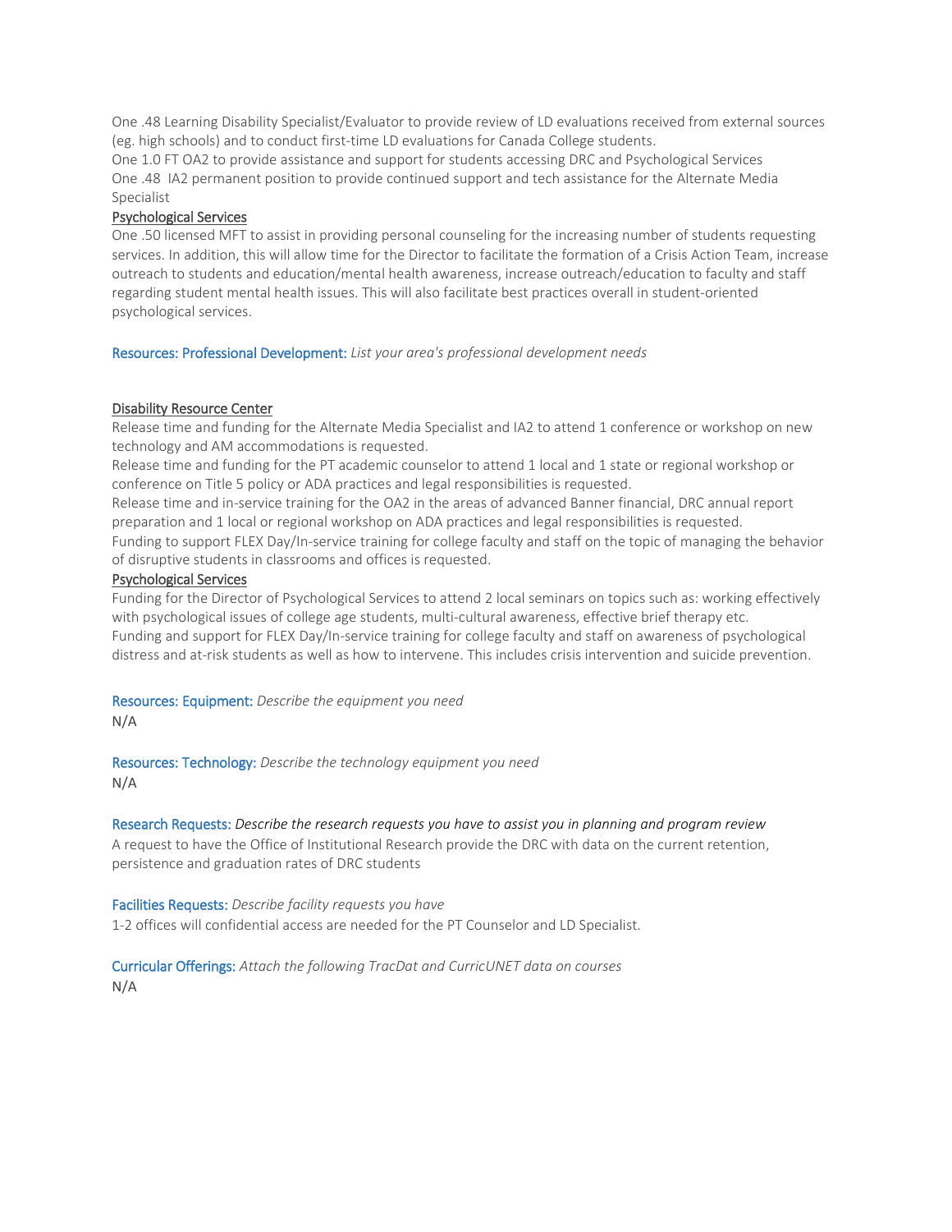One .48 Learning Disability Specialist/Evaluator to provide review of LD evaluations received from external sources (eg. high schools) and to conduct first-time LD evaluations for Canada College students.
One 1.0 FT OA2 to provide assistance and support for students accessing DRC and Psychological Services
One .48 IA2 permanent position to provide continued support and tech assistance for the Alternate Media Specialist

<u>Psychological Services</u>

One .50 licensed MFT to assist in providing personal counseling for the increasing number of students requesting services. In addition, this will allow time for the Director to facilitate the formation of a Crisis Action Team, increase outreach to students and education/mental health awareness, increase outreach/education to faculty and staff regarding student mental health issues. This will also facilitate best practices overall in student-oriented psychological services.

Resources: Professional Development: *List your area's professional development needs*

<u>Disability Resource Center</u>

Release time and funding for the Alternate Media Specialist and IA2 to attend 1 conference or workshop on new technology and AM accommodations is requested.
Release time and funding for the PT academic counselor to attend 1 local and 1 state or regional workshop or conference on Title 5 policy or ADA practices and legal responsibilities is requested.
Release time and in-service training for the OA2 in the areas of advanced Banner financial, DRC annual report preparation and 1 local or regional workshop on ADA practices and legal responsibilities is requested.
Funding to support FLEX Day/In-service training for college faculty and staff on the topic of managing the behavior of disruptive students in classrooms and offices is requested.

<u>Psychological Services</u>

Funding for the Director of Psychological Services to attend 2 local seminars on topics such as: working effectively with psychological issues of college age students, multi-cultural awareness, effective brief therapy etc.
Funding and support for FLEX Day/In-service training for college faculty and staff on awareness of psychological distress and at-risk students as well as how to intervene. This includes crisis intervention and suicide prevention.

Resources: Equipment: *Describe the equipment you need*
N/A

Resources: Technology: *Describe the technology equipment you need*
N/A

Research Requests: *Describe the research requests you have to assist you in planning and program review*
A request to have the Office of Institutional Research provide the DRC with data on the current retention, persistence and graduation rates of DRC students

Facilities Requests: *Describe facility requests you have*
1-2 offices will confidential access are needed for the PT Counselor and LD Specialist.

Curricular Offerings: *Attach the following TracDat and CurricUNET data on courses*
N/A